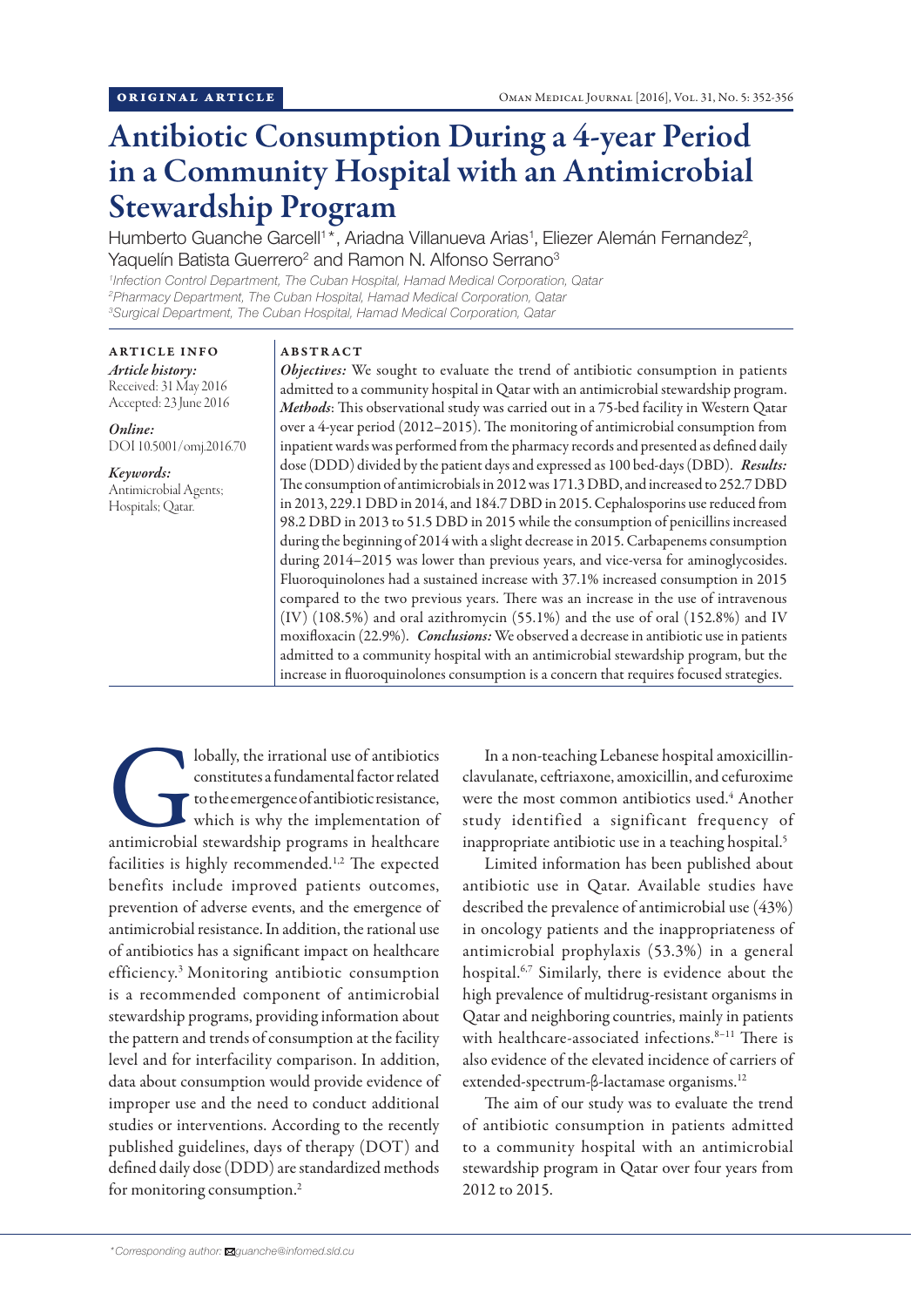ORIGINAL ARTICLE

# Antibiotic Consumption During a 4-year Period in a Community Hospital with an Antimicrobial Stewardship Program

Humberto Guanche Garcell[1]*, Ariadna Villanueva Arias[1], Eliezer Alemán Fernandez[2], Yaquelín Batista Guerrero[2] and Ramon N. Alfonso Serrano[3]

[1]Infection Control Department, The Cuban Hospital, Hamad Medical Corporation, Qatar
[2]Pharmacy Department, The Cuban Hospital, Hamad Medical Corporation, Qatar
[3]Surgical Department, The Cuban Hospital, Hamad Medical Corporation, Qatar

**ARTICLE INFO**

*Article history:*
Received: 31 May 2016
Accepted: 23 June 2016

*Online:*
DOI 10.5001/omj.2016.70

*Keywords:*
Antimicrobial Agents; Hospitals; Qatar.

**ABSTRACT**

***Objectives:*** We sought to evaluate the trend of antibiotic consumption in patients admitted to a community hospital in Qatar with an antimicrobial stewardship program. ***Methods***: This observational study was carried out in a 75-bed facility in Western Qatar over a 4-year period (2012–2015). The monitoring of antimicrobial consumption from inpatient wards was performed from the pharmacy records and presented as defined daily dose (DDD) divided by the patient days and expressed as 100 bed-days (DBD). ***Results:*** The consumption of antimicrobials in 2012 was 171.3 DBD, and increased to 252.7 DBD in 2013, 229.1 DBD in 2014, and 184.7 DBD in 2015. Cephalosporins use reduced from 98.2 DBD in 2013 to 51.5 DBD in 2015 while the consumption of penicillins increased during the beginning of 2014 with a slight decrease in 2015. Carbapenems consumption during 2014–2015 was lower than previous years, and vice-versa for aminoglycosides. Fluoroquinolones had a sustained increase with 37.1% increased consumption in 2015 compared to the two previous years. There was an increase in the use of intravenous (IV) (108.5%) and oral azithromycin (55.1%) and the use of oral (152.8%) and IV moxifloxacin (22.9%). ***Conclusions:*** We observed a decrease in antibiotic use in patients admitted to a community hospital with an antimicrobial stewardship program, but the increase in fluoroquinolones consumption is a concern that requires focused strategies.

Globally, the irrational use of antibiotics constitutes a fundamental factor related to the emergence of antibiotic resistance, which is why the implementation of antimicrobial stewardship programs in healthcare facilities is highly recommended.[1,2] The expected benefits include improved patients outcomes, prevention of adverse events, and the emergence of antimicrobial resistance. In addition, the rational use of antibiotics has a significant impact on healthcare efficiency.[3] Monitoring antibiotic consumption is a recommended component of antimicrobial stewardship programs, providing information about the pattern and trends of consumption at the facility level and for interfacility comparison. In addition, data about consumption would provide evidence of improper use and the need to conduct additional studies or interventions. According to the recently published guidelines, days of therapy (DOT) and defined daily dose (DDD) are standardized methods for monitoring consumption.[2]

In a non-teaching Lebanese hospital amoxicillin-clavulanate, ceftriaxone, amoxicillin, and cefuroxime were the most common antibiotics used.[4] Another study identified a significant frequency of inappropriate antibiotic use in a teaching hospital.[5]

Limited information has been published about antibiotic use in Qatar. Available studies have described the prevalence of antimicrobial use (43%) in oncology patients and the inappropriateness of antimicrobial prophylaxis (53.3%) in a general hospital.[6,7] Similarly, there is evidence about the high prevalence of multidrug-resistant organisms in Qatar and neighboring countries, mainly in patients with healthcare-associated infections.[8–11] There is also evidence of the elevated incidence of carriers of extended-spectrum-β-lactamase organisms.[12]

The aim of our study was to evaluate the trend of antibiotic consumption in patients admitted to a community hospital with an antimicrobial stewardship program in Qatar over four years from 2012 to 2015.

*Corresponding author: guanche@infomed.sld.cu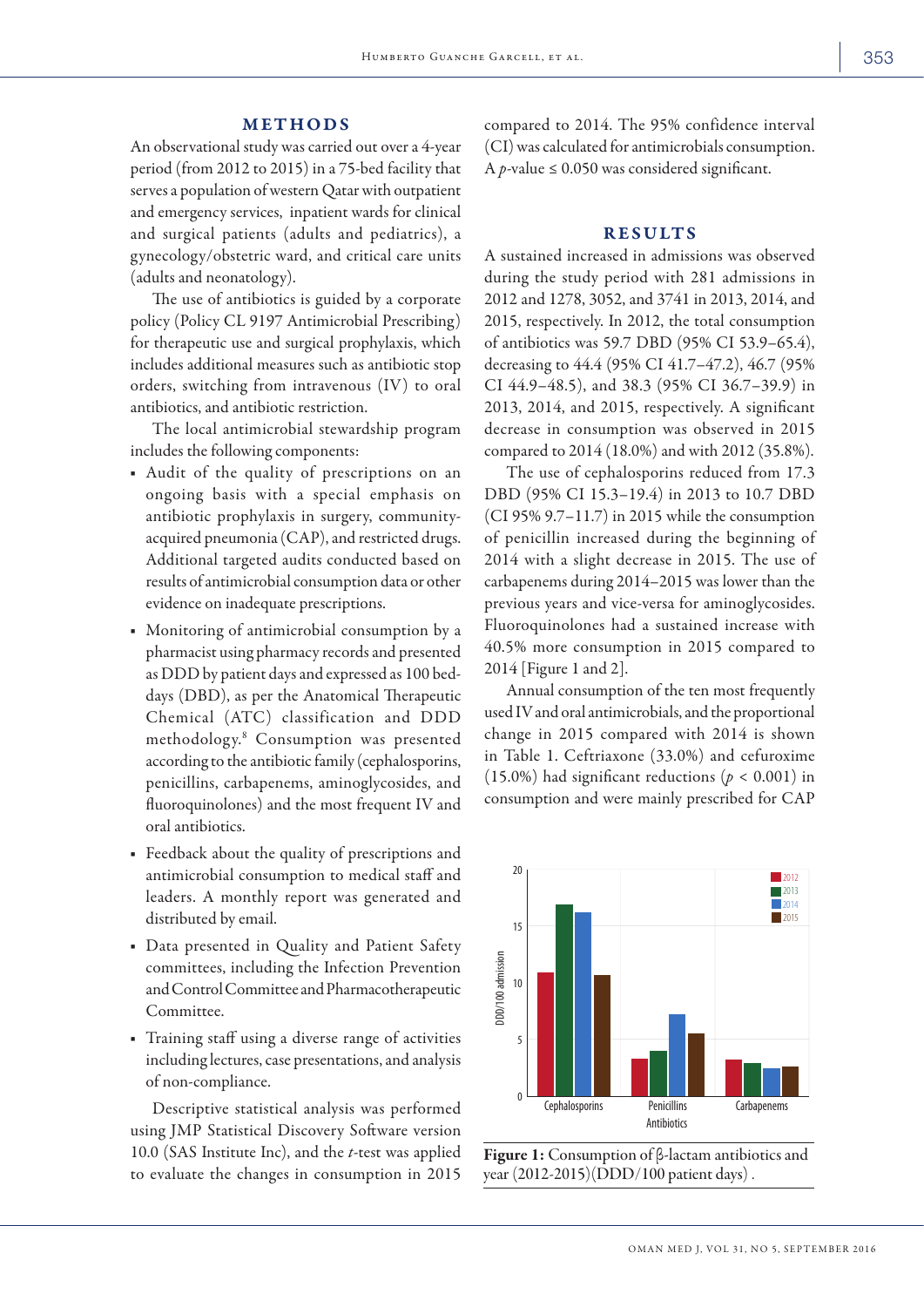## METHODS

An observational study was carried out over a 4-year period (from 2012 to 2015) in a 75-bed facility that serves a population of western Qatar with outpatient and emergency services, inpatient wards for clinical and surgical patients (adults and pediatrics), a gynecology/obstetric ward, and critical care units (adults and neonatology).

The use of antibiotics is guided by a corporate policy (Policy CL 9197 Antimicrobial Prescribing) for therapeutic use and surgical prophylaxis, which includes additional measures such as antibiotic stop orders, switching from intravenous (IV) to oral antibiotics, and antibiotic restriction.

The local antimicrobial stewardship program includes the following components:

- Audit of the quality of prescriptions on an ongoing basis with a special emphasis on antibiotic prophylaxis in surgery, community-acquired pneumonia (CAP), and restricted drugs. Additional targeted audits conducted based on results of antimicrobial consumption data or other evidence on inadequate prescriptions.
- Monitoring of antimicrobial consumption by a pharmacist using pharmacy records and presented as DDD by patient days and expressed as 100 bed-days (DBD), as per the Anatomical Therapeutic Chemical (ATC) classification and DDD methodology.[8] Consumption was presented according to the antibiotic family (cephalosporins, penicillins, carbapenems, aminoglycosides, and fluoroquinolones) and the most frequent IV and oral antibiotics.
- Feedback about the quality of prescriptions and antimicrobial consumption to medical staff and leaders. A monthly report was generated and distributed by email.
- Data presented in Quality and Patient Safety committees, including the Infection Prevention and Control Committee and Pharmacotherapeutic Committee.
- Training staff using a diverse range of activities including lectures, case presentations, and analysis of non-compliance.

Descriptive statistical analysis was performed using JMP Statistical Discovery Software version 10.0 (SAS Institute Inc), and the *t*-test was applied to evaluate the changes in consumption in 2015 compared to 2014. The 95% confidence interval (CI) was calculated for antimicrobials consumption. A $p$-value $\leq 0.050$ was considered significant.

## RESULTS

A sustained increased in admissions was observed during the study period with 281 admissions in 2012 and 1278, 3052, and 3741 in 2013, 2014, and 2015, respectively. In 2012, the total consumption of antibiotics was 59.7 DBD (95% CI 53.9–65.4), decreasing to 44.4 (95% CI 41.7–47.2), 46.7 (95% CI 44.9–48.5), and 38.3 (95% CI 36.7–39.9) in 2013, 2014, and 2015, respectively. A significant decrease in consumption was observed in 2015 compared to 2014 (18.0%) and with 2012 (35.8%).

The use of cephalosporins reduced from 17.3 DBD (95% CI 15.3–19.4) in 2013 to 10.7 DBD (CI 95% 9.7–11.7) in 2015 while the consumption of penicillin increased during the beginning of 2014 with a slight decrease in 2015. The use of carbapenems during 2014–2015 was lower than the previous years and vice-versa for aminoglycosides. Fluoroquinolones had a sustained increase with 40.5% more consumption in 2015 compared to 2014 [Figure 1 and 2].

Annual consumption of the ten most frequently used IV and oral antimicrobials, and the proportional change in 2015 compared with 2014 is shown in Table 1. Ceftriaxone (33.0%) and cefuroxime (15.0%) had significant reductions ($p < 0.001$) in consumption and were mainly prescribed for CAP

**Figure 1:** Consumption of β-lactam antibiotics and year (2012-2015)(DDD/100 patient days).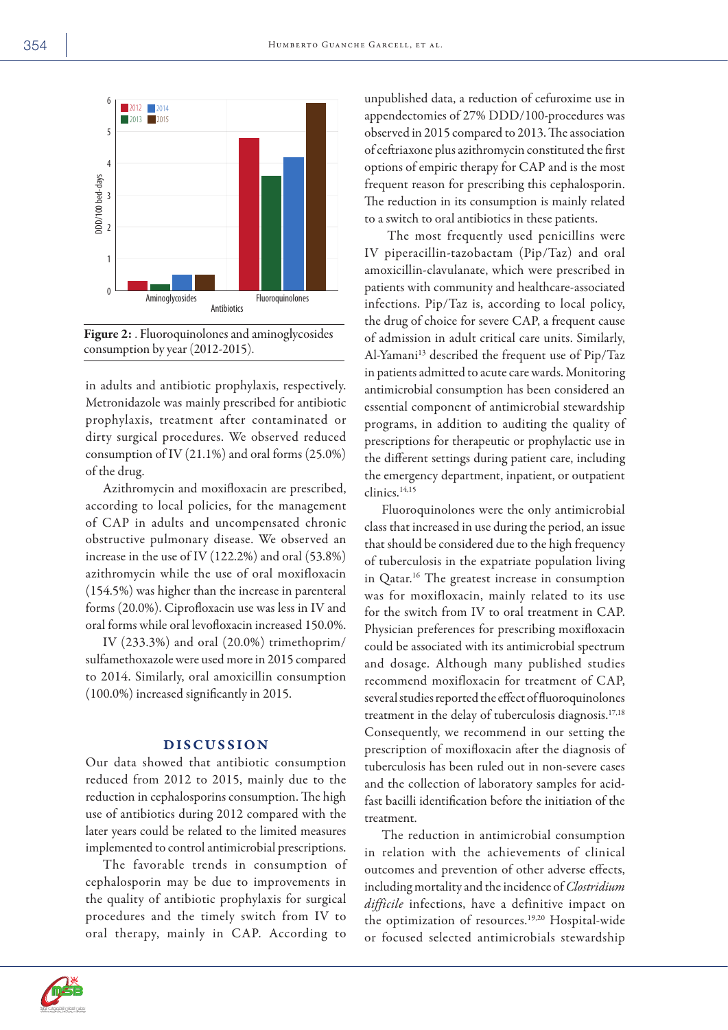Figure 2: . Fluoroquinolones and aminoglycosides consumption by year (2012-2015).

in adults and antibiotic prophylaxis, respectively. Metronidazole was mainly prescribed for antibiotic prophylaxis, treatment after contaminated or dirty surgical procedures. We observed reduced consumption of IV (21.1%) and oral forms (25.0%) of the drug.

Azithromycin and moxifloxacin are prescribed, according to local policies, for the management of CAP in adults and uncompensated chronic obstructive pulmonary disease. We observed an increase in the use of IV (122.2%) and oral (53.8%) azithromycin while the use of oral moxifloxacin (154.5%) was higher than the increase in parenteral forms (20.0%). Ciprofloxacin use was less in IV and oral forms while oral levofloxacin increased 150.0%.

IV (233.3%) and oral (20.0%) trimethoprim/sulfamethoxazole were used more in 2015 compared to 2014. Similarly, oral amoxicillin consumption (100.0%) increased significantly in 2015.

## DISCUSSION

Our data showed that antibiotic consumption reduced from 2012 to 2015, mainly due to the reduction in cephalosporins consumption. The high use of antibiotics during 2012 compared with the later years could be related to the limited measures implemented to control antimicrobial prescriptions.

The favorable trends in consumption of cephalosporin may be due to improvements in the quality of antibiotic prophylaxis for surgical procedures and the timely switch from IV to oral therapy, mainly in CAP. According to unpublished data, a reduction of cefuroxime use in appendectomies of 27% DDD/100-procedures was observed in 2015 compared to 2013. The association of ceftriaxone plus azithromycin constituted the first options of empiric therapy for CAP and is the most frequent reason for prescribing this cephalosporin. The reduction in its consumption is mainly related to a switch to oral antibiotics in these patients.

The most frequently used penicillins were IV piperacillin-tazobactam (Pip/Taz) and oral amoxicillin-clavulanate, which were prescribed in patients with community and healthcare-associated infections. Pip/Taz is, according to local policy, the drug of choice for severe CAP, a frequent cause of admission in adult critical care units. Similarly, Al-Yamani[13] described the frequent use of Pip/Taz in patients admitted to acute care wards. Monitoring antimicrobial consumption has been considered an essential component of antimicrobial stewardship programs, in addition to auditing the quality of prescriptions for therapeutic or prophylactic use in the different settings during patient care, including the emergency department, inpatient, or outpatient clinics.[14,15]

Fluoroquinolones were the only antimicrobial class that increased in use during the period, an issue that should be considered due to the high frequency of tuberculosis in the expatriate population living in Qatar.[16] The greatest increase in consumption was for moxifloxacin, mainly related to its use for the switch from IV to oral treatment in CAP. Physician preferences for prescribing moxifloxacin could be associated with its antimicrobial spectrum and dosage. Although many published studies recommend moxifloxacin for treatment of CAP, several studies reported the effect of fluoroquinolones treatment in the delay of tuberculosis diagnosis.[17,18] Consequently, we recommend in our setting the prescription of moxifloxacin after the diagnosis of tuberculosis has been ruled out in non-severe cases and the collection of laboratory samples for acid-fast bacilli identification before the initiation of the treatment.

The reduction in antimicrobial consumption in relation with the achievements of clinical outcomes and prevention of other adverse effects, including mortality and the incidence of *Clostridium difficile* infections, have a definitive impact on the optimization of resources.[19,20] Hospital-wide or focused selected antimicrobials stewardship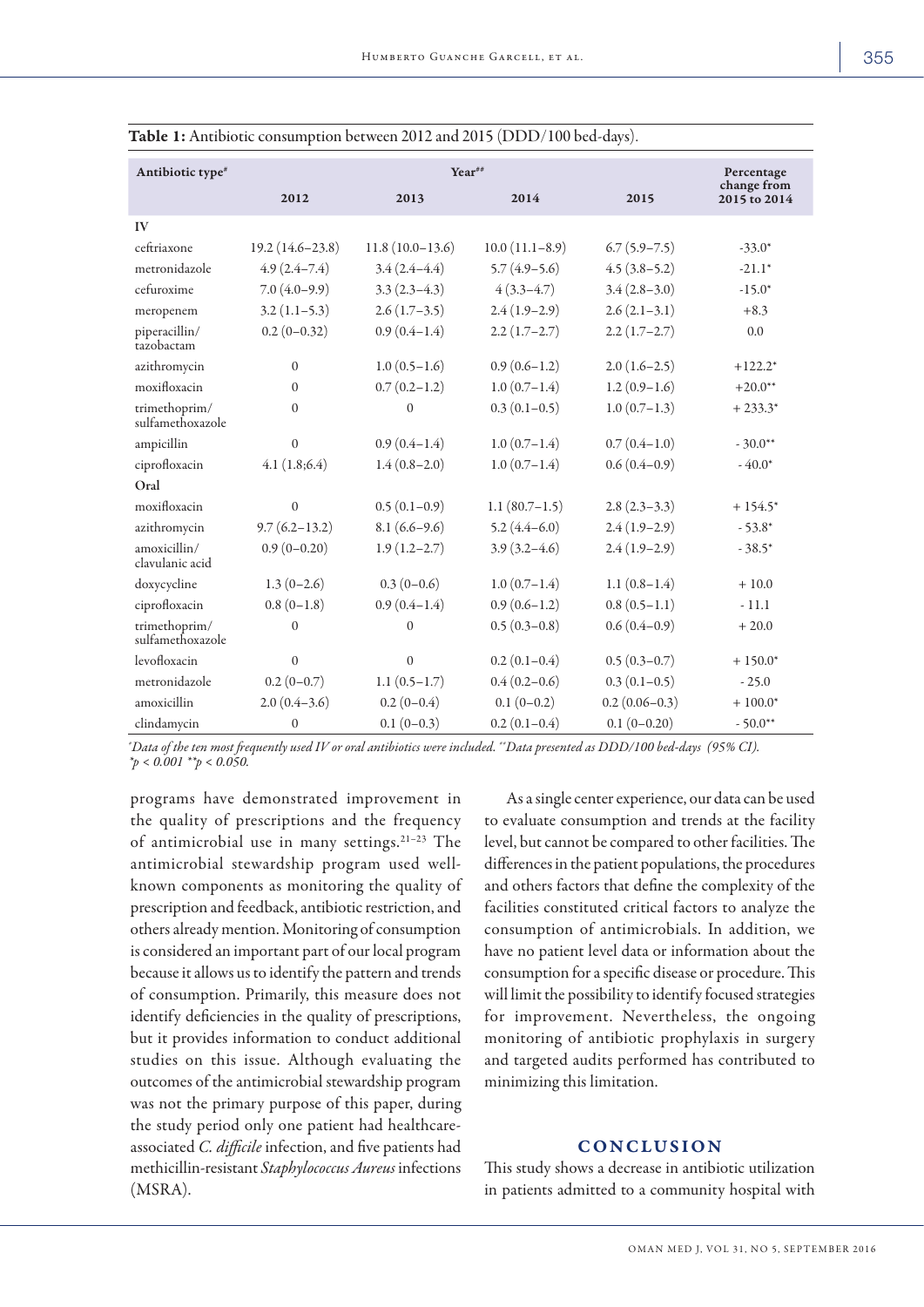**Table 1:** Antibiotic consumption between 2012 and 2015 (DDD/100 bed-days).

| Antibiotic type[#] | Year[##] | | | | Percentage change from 2015 to 2014 |
|---|---|---|---|---|---|
| | 2012 | 2013 | 2014 | 2015 | |
| **IV** | | | | | |
| ceftriaxone | 19.2 (14.6–23.8) | 11.8 (10.0–13.6) | 10.0 (11.1–8.9) | 6.7 (5.9–7.5) | -33.0* |
| metronidazole | 4.9 (2.4–7.4) | 3.4 (2.4–4.4) | 5.7 (4.9–5.6) | 4.5 (3.8–5.2) | -21.1* |
| cefuroxime | 7.0 (4.0–9.9) | 3.3 (2.3–4.3) | 4 (3.3–4.7) | 3.4 (2.8–3.0) | -15.0* |
| meropenem | 3.2 (1.1–5.3) | 2.6 (1.7–3.5) | 2.4 (1.9–2.9) | 2.6 (2.1–3.1) | +8.3 |
| piperacillin/ tazobactam | 0.2 (0–0.32) | 0.9 (0.4–1.4) | 2.2 (1.7–2.7) | 2.2 (1.7–2.7) | 0.0 |
| azithromycin | 0 | 1.0 (0.5–1.6) | 0.9 (0.6–1.2) | 2.0 (1.6–2.5) | +122.2* |
| moxifloxacin | 0 | 0.7 (0.2–1.2) | 1.0 (0.7–1.4) | 1.2 (0.9–1.6) | +20.0** |
| trimethoprim/ sulfamethoxazole | 0 | 0 | 0.3 (0.1–0.5) | 1.0 (0.7–1.3) | + 233.3* |
| ampicillin | 0 | 0.9 (0.4–1.4) | 1.0 (0.7–1.4) | 0.7 (0.4–1.0) | - 30.0** |
| ciprofloxacin | 4.1 (1.8;6.4) | 1.4 (0.8–2.0) | 1.0 (0.7–1.4) | 0.6 (0.4–0.9) | - 40.0* |
| **Oral** | | | | | |
| moxifloxacin | 0 | 0.5 (0.1–0.9) | 1.1 (80.7–1.5) | 2.8 (2.3–3.3) | + 154.5* |
| azithromycin | 9.7 (6.2–13.2) | 8.1 (6.6–9.6) | 5.2 (4.4–6.0) | 2.4 (1.9–2.9) | - 53.8* |
| amoxicillin/ clavulanic acid | 0.9 (0–0.20) | 1.9 (1.2–2.7) | 3.9 (3.2–4.6) | 2.4 (1.9–2.9) | - 38.5* |
| doxycycline | 1.3 (0–2.6) | 0.3 (0–0.6) | 1.0 (0.7–1.4) | 1.1 (0.8–1.4) | + 10.0 |
| ciprofloxacin | 0.8 (0–1.8) | 0.9 (0.4–1.4) | 0.9 (0.6–1.2) | 0.8 (0.5–1.1) | - 11.1 |
| trimethoprim/ sulfamethoxazole | 0 | 0 | 0.5 (0.3–0.8) | 0.6 (0.4–0.9) | + 20.0 |
| levofloxacin | 0 | 0 | 0.2 (0.1–0.4) | 0.5 (0.3–0.7) | + 150.0* |
| metronidazole | 0.2 (0–0.7) | 1.1 (0.5–1.7) | 0.4 (0.2–0.6) | 0.3 (0.1–0.5) | - 25.0 |
| amoxicillin | 2.0 (0.4–3.6) | 0.2 (0–0.4) | 0.1 (0–0.2) | 0.2 (0.06–0.3) | + 100.0* |
| clindamycin | 0 | 0.1 (0–0.3) | 0.2 (0.1–0.4) | 0.1 (0–0.20) | - 50.0** |

*[#]Data of the ten most frequently used IV or oral antibiotics were included. [##]Data presented as DDD/100 bed-days (95% CI).*
*\*p < 0.001 \*\*p < 0.050.*

programs have demonstrated improvement in the quality of prescriptions and the frequency of antimicrobial use in many settings.[21–23] The antimicrobial stewardship program used well-known components as monitoring the quality of prescription and feedback, antibiotic restriction, and others already mention. Monitoring of consumption is considered an important part of our local program because it allows us to identify the pattern and trends of consumption. Primarily, this measure does not identify deficiencies in the quality of prescriptions, but it provides information to conduct additional studies on this issue. Although evaluating the outcomes of the antimicrobial stewardship program was not the primary purpose of this paper, during the study period only one patient had healthcare-associated *C. difficile* infection, and five patients had methicillin-resistant *Staphylococcus Aureus* infections (MSRA).

As a single center experience, our data can be used to evaluate consumption and trends at the facility level, but cannot be compared to other facilities. The differences in the patient populations, the procedures and others factors that define the complexity of the facilities constituted critical factors to analyze the consumption of antimicrobials. In addition, we have no patient level data or information about the consumption for a specific disease or procedure. This will limit the possibility to identify focused strategies for improvement. Nevertheless, the ongoing monitoring of antibiotic prophylaxis in surgery and targeted audits performed has contributed to minimizing this limitation.

## CONCLUSION

This study shows a decrease in antibiotic utilization in patients admitted to a community hospital with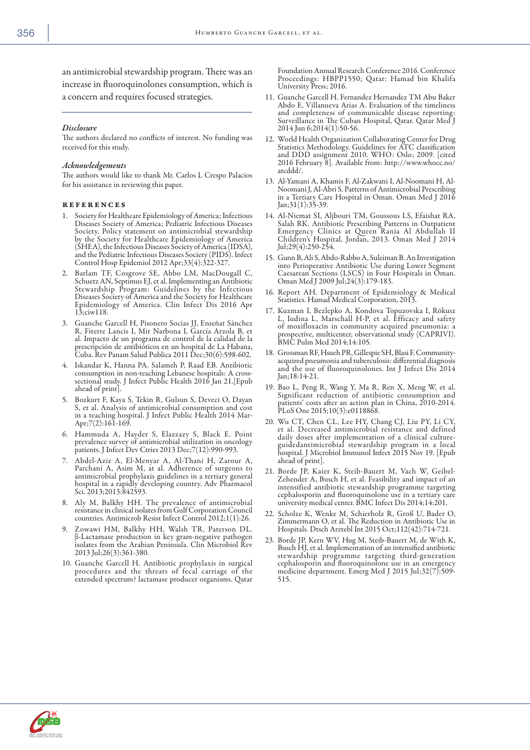an antimicrobial stewardship program. There was an increase in fluoroquinolones consumption, which is a concern and requires focused strategies.

### *Disclosure*

The authors declared no conflicts of interest. No funding was received for this study.

### *Acknowledgements*

The authors would like to thank Mr. Carlos L Crespo Palacios for his assistance in reviewing this paper.

## REFERENCES

1. Society for Healthcare Epidemiology of America; Infectious Diseases Society of America; Pediatric Infectious Diseases Society. Policy statement on antimicrobial stewardship by the Society for Healthcare Epidemiology of America (SHEA), the Infectious Diseases Society of America (IDSA), and the Pediatric Infectious Diseases Society (PIDS). Infect Control Hosp Epidemiol 2012 Apr;33(4):322-327.
2. Barlam TF, Cosgrove SE, Abbo LM, MacDougall C, Schuetz AN, Septimus EJ, et al. Implementing an Antibiotic Stewardship Program: Guidelines by the Infectious Diseases Society of America and the Society for Healthcare Epidemiology of America. Clin Infect Dis 2016 Apr 13;ciw118.
3. Guanche Garcell H, Pisonero Socias JJ, Enseñat Sánchez R, Fiterre Lancis I, Mir Narbona I, García Arzola B, et al. Impacto de un programa de control de la calidad de la prescripción de antibióticos en un hospital de La Habana, Cuba. Rev Panam Salud Publica 2011 Dec;30(6):598-602.
4. Iskandar K, Hanna PA. Salameh P, Raad EB. Antibiotic consumption in non-teaching Lebanese hospitals: A cross-sectional study. J Infect Public Health 2016 Jan 21.[Epub ahead of print].
5. Bozkurt F, Kaya S, Tekin R, Gulsun S, Deveci O, Dayan S, et al. Analysis of antimicrobial consumption and cost in a teaching hospital. J Infect Public Health 2014 Mar-Apr;7(2):161-169.
6. Hammuda A, Hayder S, Elazzazy S, Black E. Point prevalence survey of antimicrobial utilization in oncology patients. J Infect Dev Ctries 2013 Dec;7(12):990-993.
7. Abdel-Aziz A, El-Menyar A, Al-Thani H, Zarour A, Parchani A, Asim M, at al. Adherence of surgeons to antimicrobial prophylaxis guidelines in a tertiary general hospital in a rapidly developing country. Adv Pharmacol Sci. 2013;2013:842593.
8. Aly M, Balkhy HH. The prevalence of antimicrobial resistance in clinical isolates from Gulf Corporation Council countries. Antimicrob Resist Infect Control 2012;1(1):26.
9. Zowawi HM, Balkhy HH, Walsh TR, Paterson DL. β-Lactamase production in key gram-negative pathogen isolates from the Arabian Peninsula. Clin Microbiol Rev 2013 Jul;26(3):361-380.
10. Guanche Garcell H. Antibiotic prophylaxis in surgical procedures and the threats of fecal carriage of the extended spectrum? lactamase producer organisms. Qatar Foundation Annual Research Conference 2016. Conference Proceedings: HBPP1550; Qatar: Hamad bin Khalifa University Press; 2016.
11. Guanche Garcell H. Fernandez Hernandez TM Abu Baker Abdo E, Villanueva Arias A. Evaluation of the timeliness and completeness of communicable disease reporting: Surveillance in The Cuban Hospital, Qatar. Qatar Med J 2014 Jun 6;2014(1):50-56.
12. World Health Organization Collaborating Center for Drug Statistics Methodology. Guidelines for ATC classification and DDD assignment 2010. WHO: Oslo; 2009. [cited 2016 February 8]. Available from: http://www.whocc.no/atcddd/.
13. Al-Yamani A, Khamis F, Al-Zakwani I, Al-Noomani H, Al-Noomani J, Al-Abri S. Patterns of Antimicrobial Prescribing in a Tertiary Care Hospital in Oman. Oman Med J 2016 Jan;31(1):35-39.
14. Al-Niemat SI, Aljbouri TM, Goussous LS, Efaishat RA, Salah RK. Antibiotic Prescribing Patterns in Outpatient Emergency Clinics at Queen Rania Al Abdullah II Children's Hospital, Jordan, 2013. Oman Med J 2014 Jul;29(4):250-254.
15. Gunn B, Ali S, Abdo-Rabbo A, Suleiman B. An Investigation into Perioperative Antibiotic Use during Lower Segment Caesarean Sections (LSCS) in Four Hospitals in Oman. Oman Med J 2009 Jul;24(3):179-183.
16. Report AH. Department of Epidemiology & Medical Statistics. Hamad Medical Corporation, 2013.
17. Kuzman I, Bezlepko A, Kondova Topuzovska I, Rókusz L, Iudina L, Marschall H-P, et al. Efficacy and safety of moxifloxacin in community acquired pneumonia: a prospective, multicenter, observational study (CAPRIVI). BMC Pulm Med 2014;14:105.
18. Grossman RF, Hsueh PR, Gillespie SH, Blasi F. Community-acquired pneumonia and tuberculosis: differential diagnosis and the use of fluoroquinolones. Int J Infect Dis 2014 Jan;18:14-21.
19. Bao L, Peng R, Wang Y, Ma R, Ren X, Meng W, et al. Significant reduction of antibiotic consumption and patients' costs after an action plan in China, 2010-2014. PLoS One 2015;10(3):e0118868.
20. Wu CT, Chen CL, Lee HY, Chang CJ, Liu PY, Li CY, et al. Decreased antimicrobial resistance and defined daily doses after implementation of a clinical culture-guidedantimicrobial stewardship program in a local hospital. J Microbiol Immunol Infect 2015 Nov 19. [Epub ahead of print].
21. Borde JP, Kaier K, Steib-Bauert M, Vach W, Geibel-Zehender A, Busch H, et al. Feasibility and impact of an intensified antibiotic stewardship programme targeting cephalosporin and fluoroquinolone use in a tertiary care university medical center. BMC Infect Dis 2014;14:201.
22. Scholze K, Wenke M, Schierholz R, Groß U, Bader O, Zimmermann O, et al. The Reduction in Antibiotic Use in Hospitals. Dtsch Arztebl Int 2015 Oct;112(42):714-721.
23. Borde JP, Kern WV, Hug M, Steib-Bauert M, de With K, Busch HJ, et al. Implementation of an intensified antibiotic stewardship programme targeting third-generation cephalosporin and fluoroquinolone use in an emergency medicine department. Emerg Med J 2015 Jul;32(7):509-515.